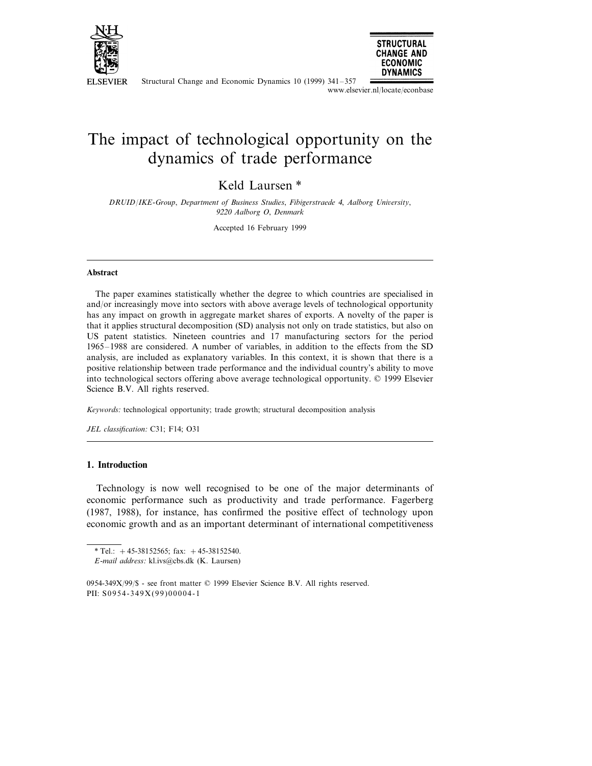# The impact of technological opportunity on the dynamics of trade performance

Keld Laursen *

*DRUID/IKE-Group, Department of Business Studies, Fibigerstraede 4, Aalborg University, 9220 Aalborg O, Denmark*

Accepted 16 February 1999

## Abstract

The paper examines statistically whether the degree to which countries are specialised in and/or increasingly move into sectors with above average levels of technological opportunity has any impact on growth in aggregate market shares of exports. A novelty of the paper is that it applies structural decomposition (SD) analysis not only on trade statistics, but also on US patent statistics. Nineteen countries and 17 manufacturing sectors for the period 1965–1988 are considered. A number of variables, in addition to the effects from the SD analysis, are included as explanatory variables. In this context, it is shown that there is a positive relationship between trade performance and the individual country's ability to move into technological sectors offering above average technological opportunity. © 1999 Elsevier Science B.V. All rights reserved.

*Keywords:* technological opportunity; trade growth; structural decomposition analysis

*JEL classification:* C31; F14; O31

## 1. Introduction

Technology is now well recognised to be one of the major determinants of economic performance such as productivity and trade performance. Fagerberg (1987, 1988), for instance, has confirmed the positive effect of technology upon economic growth and as an important determinant of international competitiveness

* Tel.: +45-38152565; fax: +45-38152540.
*E-mail address:* kl.ivs@cbs.dk (K. Laursen)

0954-349X/99/$ - see front matter © 1999 Elsevier Science B.V. All rights reserved.
PII: S0954-349X(99)00004-1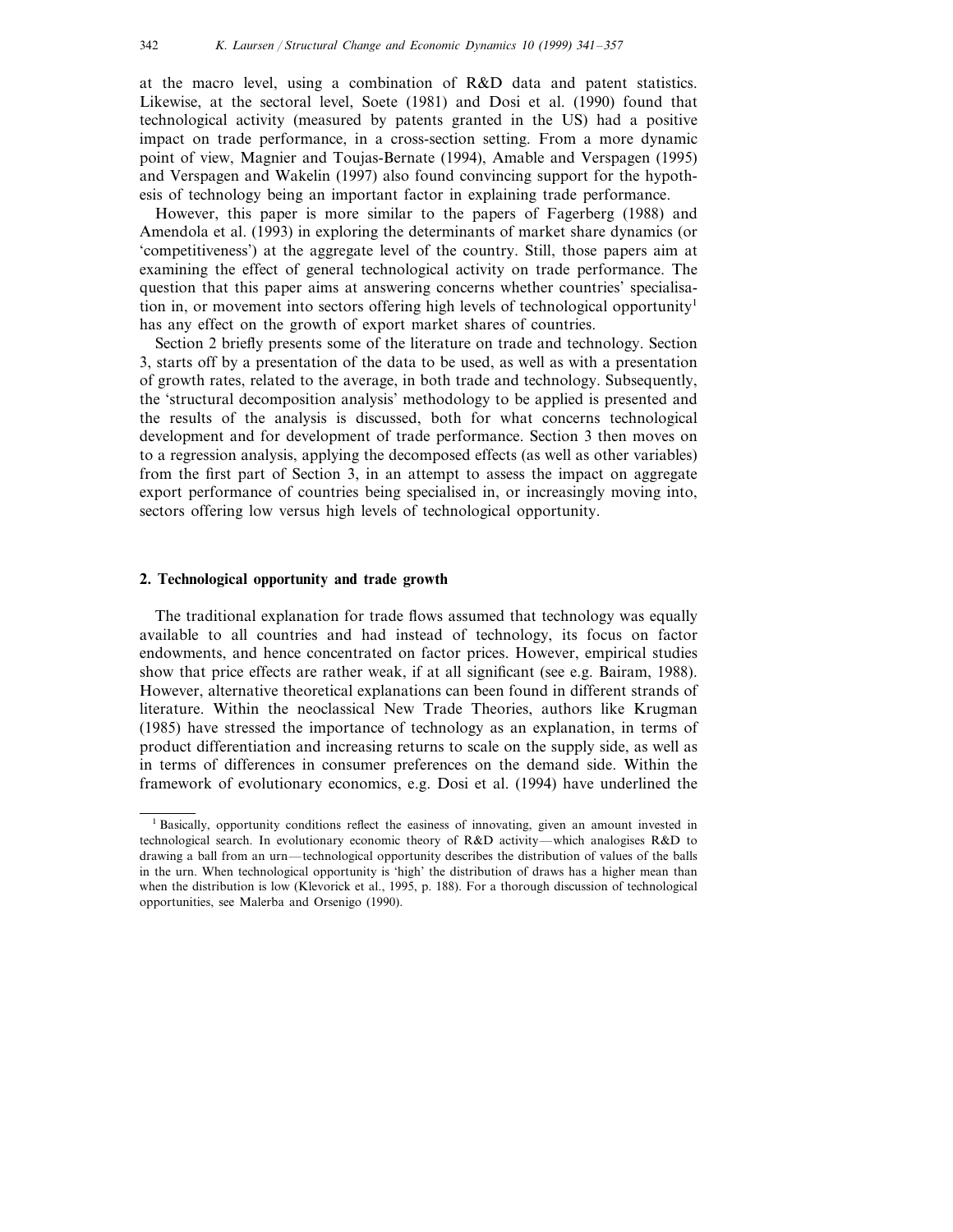at the macro level, using a combination of R&D data and patent statistics. Likewise, at the sectoral level, Soete (1981) and Dosi et al. (1990) found that technological activity (measured by patents granted in the US) had a positive impact on trade performance, in a cross-section setting. From a more dynamic point of view, Magnier and Toujas-Bernate (1994), Amable and Verspagen (1995) and Verspagen and Wakelin (1997) also found convincing support for the hypothesis of technology being an important factor in explaining trade performance.

However, this paper is more similar to the papers of Fagerberg (1988) and Amendola et al. (1993) in exploring the determinants of market share dynamics (or 'competitiveness') at the aggregate level of the country. Still, those papers aim at examining the effect of general technological activity on trade performance. The question that this paper aims at answering concerns whether countries' specialisation in, or movement into sectors offering high levels of technological opportunity[1] has any effect on the growth of export market shares of countries.

Section 2 briefly presents some of the literature on trade and technology. Section 3, starts off by a presentation of the data to be used, as well as with a presentation of growth rates, related to the average, in both trade and technology. Subsequently, the 'structural decomposition analysis' methodology to be applied is presented and the results of the analysis is discussed, both for what concerns technological development and for development of trade performance. Section 3 then moves on to a regression analysis, applying the decomposed effects (as well as other variables) from the first part of Section 3, in an attempt to assess the impact on aggregate export performance of countries being specialised in, or increasingly moving into, sectors offering low versus high levels of technological opportunity.

## 2. Technological opportunity and trade growth

The traditional explanation for trade flows assumed that technology was equally available to all countries and had instead of technology, its focus on factor endowments, and hence concentrated on factor prices. However, empirical studies show that price effects are rather weak, if at all significant (see e.g. Bairam, 1988). However, alternative theoretical explanations can been found in different strands of literature. Within the neoclassical New Trade Theories, authors like Krugman (1985) have stressed the importance of technology as an explanation, in terms of product differentiation and increasing returns to scale on the supply side, as well as in terms of differences in consumer preferences on the demand side. Within the framework of evolutionary economics, e.g. Dosi et al. (1994) have underlined the

[1] Basically, opportunity conditions reflect the easiness of innovating, given an amount invested in technological search. In evolutionary economic theory of R&D activity—which analogises R&D to drawing a ball from an urn—technological opportunity describes the distribution of values of the balls in the urn. When technological opportunity is 'high' the distribution of draws has a higher mean than when the distribution is low (Klevorick et al., 1995, p. 188). For a thorough discussion of technological opportunities, see Malerba and Orsenigo (1990).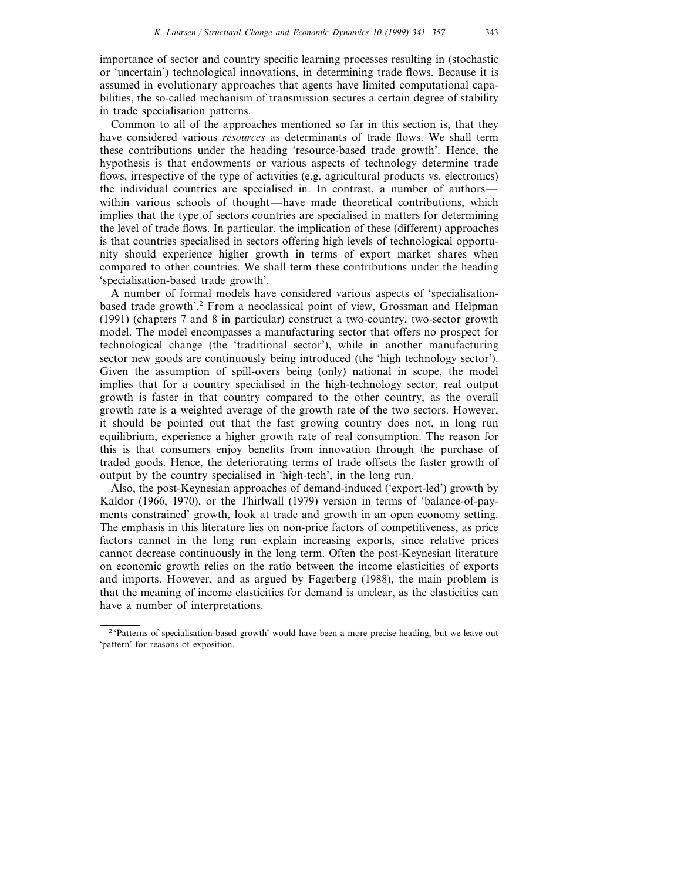importance of sector and country specific learning processes resulting in (stochastic or 'uncertain') technological innovations, in determining trade flows. Because it is assumed in evolutionary approaches that agents have limited computational capabilities, the so-called mechanism of transmission secures a certain degree of stability in trade specialisation patterns.

Common to all of the approaches mentioned so far in this section is, that they have considered various *resources* as determinants of trade flows. We shall term these contributions under the heading 'resource-based trade growth'. Hence, the hypothesis is that endowments or various aspects of technology determine trade flows, irrespective of the type of activities (e.g. agricultural products vs. electronics) the individual countries are specialised in. In contrast, a number of authors — within various schools of thought — have made theoretical contributions, which implies that the type of sectors countries are specialised in matters for determining the level of trade flows. In particular, the implication of these (different) approaches is that countries specialised in sectors offering high levels of technological opportunity should experience higher growth in terms of export market shares when compared to other countries. We shall term these contributions under the heading 'specialisation-based trade growth'.

A number of formal models have considered various aspects of 'specialisation-based trade growth'.[2] From a neoclassical point of view, Grossman and Helpman (1991) (chapters 7 and 8 in particular) construct a two-country, two-sector growth model. The model encompasses a manufacturing sector that offers no prospect for technological change (the 'traditional sector'), while in another manufacturing sector new goods are continuously being introduced (the 'high technology sector'). Given the assumption of spill-overs being (only) national in scope, the model implies that for a country specialised in the high-technology sector, real output growth is faster in that country compared to the other country, as the overall growth rate is a weighted average of the growth rate of the two sectors. However, it should be pointed out that the fast growing country does not, in long run equilibrium, experience a higher growth rate of real consumption. The reason for this is that consumers enjoy benefits from innovation through the purchase of traded goods. Hence, the deteriorating terms of trade offsets the faster growth of output by the country specialised in 'high-tech', in the long run.

Also, the post-Keynesian approaches of demand-induced ('export-led') growth by Kaldor (1966, 1970), or the Thirlwall (1979) version in terms of 'balance-of-payments constrained' growth, look at trade and growth in an open economy setting. The emphasis in this literature lies on non-price factors of competitiveness, as price factors cannot in the long run explain increasing exports, since relative prices cannot decrease continuously in the long term. Often the post-Keynesian literature on economic growth relies on the ratio between the income elasticities of exports and imports. However, and as argued by Fagerberg (1988), the main problem is that the meaning of income elasticities for demand is unclear, as the elasticities can have a number of interpretations.

---

[2] 'Patterns of specialisation-based growth' would have been a more precise heading, but we leave out 'pattern' for reasons of exposition.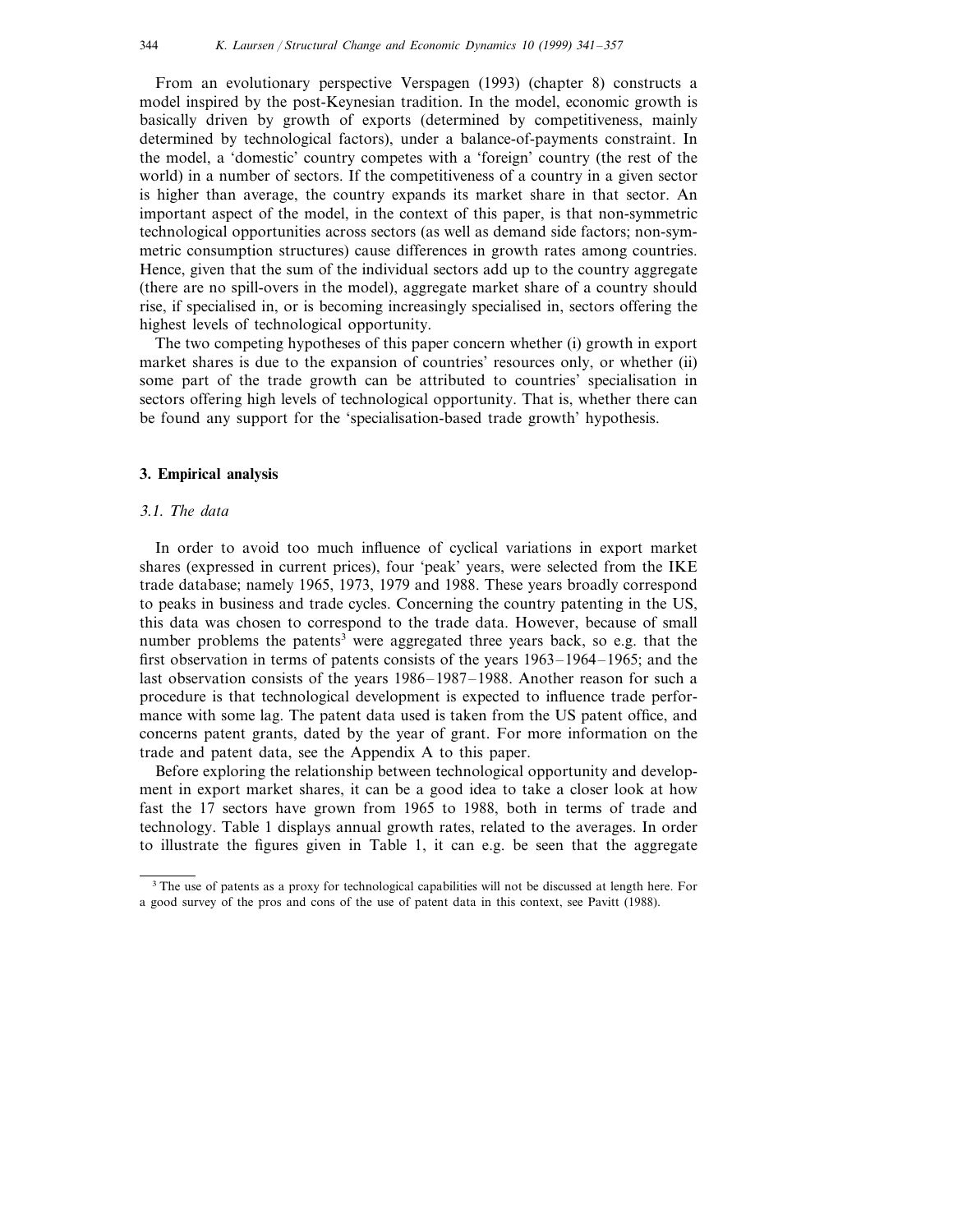From an evolutionary perspective Verspagen (1993) (chapter 8) constructs a model inspired by the post-Keynesian tradition. In the model, economic growth is basically driven by growth of exports (determined by competitiveness, mainly determined by technological factors), under a balance-of-payments constraint. In the model, a 'domestic' country competes with a 'foreign' country (the rest of the world) in a number of sectors. If the competitiveness of a country in a given sector is higher than average, the country expands its market share in that sector. An important aspect of the model, in the context of this paper, is that non-symmetric technological opportunities across sectors (as well as demand side factors; non-symmetric consumption structures) cause differences in growth rates among countries. Hence, given that the sum of the individual sectors add up to the country aggregate (there are no spill-overs in the model), aggregate market share of a country should rise, if specialised in, or is becoming increasingly specialised in, sectors offering the highest levels of technological opportunity.

The two competing hypotheses of this paper concern whether (i) growth in export market shares is due to the expansion of countries' resources only, or whether (ii) some part of the trade growth can be attributed to countries' specialisation in sectors offering high levels of technological opportunity. That is, whether there can be found any support for the 'specialisation-based trade growth' hypothesis.

## 3. Empirical analysis

### *3.1. The data*

In order to avoid too much influence of cyclical variations in export market shares (expressed in current prices), four 'peak' years, were selected from the IKE trade database; namely 1965, 1973, 1979 and 1988. These years broadly correspond to peaks in business and trade cycles. Concerning the country patenting in the US, this data was chosen to correspond to the trade data. However, because of small number problems the patents[3] were aggregated three years back, so e.g. that the first observation in terms of patents consists of the years 1963–1964–1965; and the last observation consists of the years 1986–1987–1988. Another reason for such a procedure is that technological development is expected to influence trade performance with some lag. The patent data used is taken from the US patent office, and concerns patent grants, dated by the year of grant. For more information on the trade and patent data, see the Appendix A to this paper.

Before exploring the relationship between technological opportunity and development in export market shares, it can be a good idea to take a closer look at how fast the 17 sectors have grown from 1965 to 1988, both in terms of trade and technology. Table 1 displays annual growth rates, related to the averages. In order to illustrate the figures given in Table 1, it can e.g. be seen that the aggregate

[3] The use of patents as a proxy for technological capabilities will not be discussed at length here. For a good survey of the pros and cons of the use of patent data in this context, see Pavitt (1988).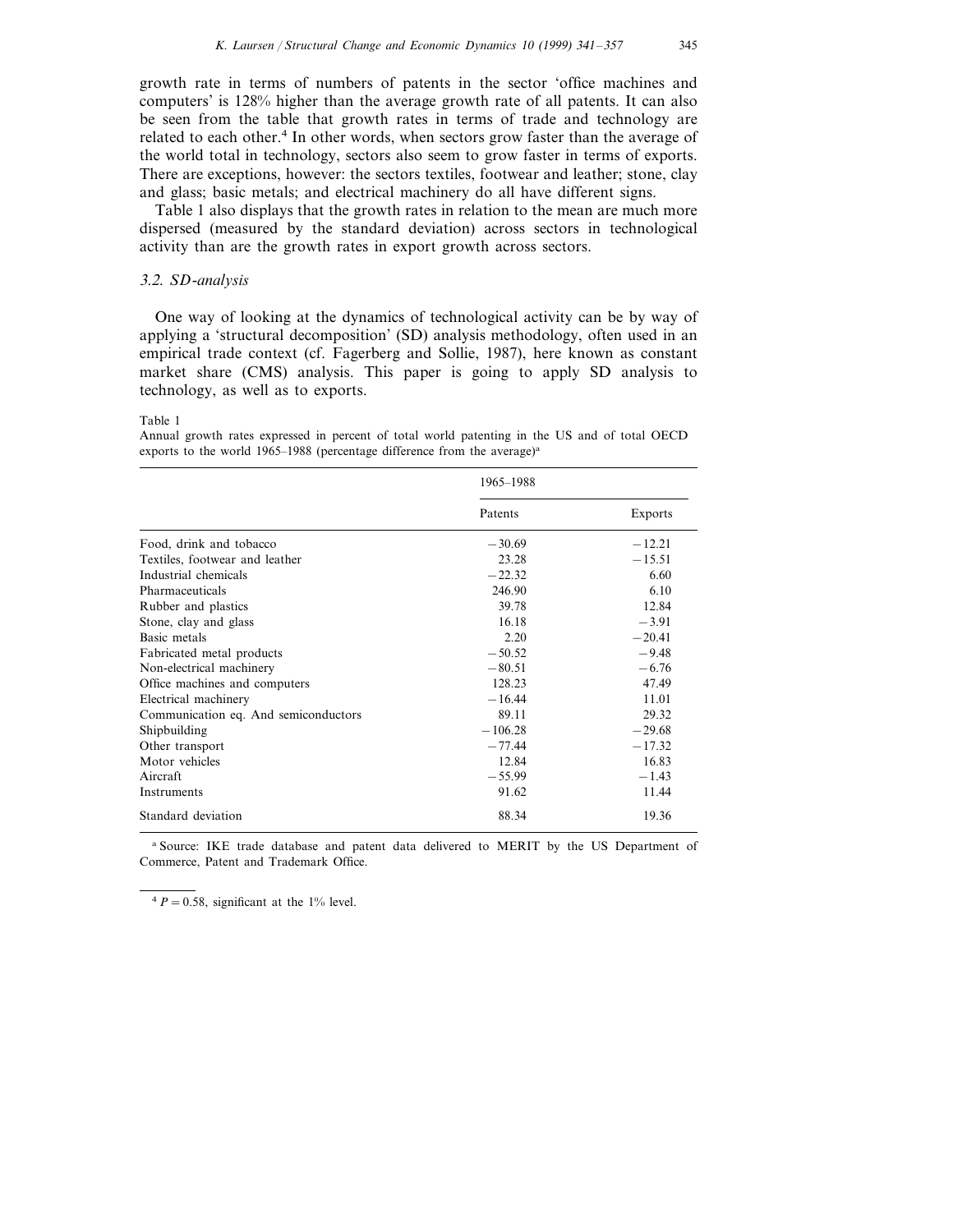growth rate in terms of numbers of patents in the sector 'office machines and computers' is 128% higher than the average growth rate of all patents. It can also be seen from the table that growth rates in terms of trade and technology are related to each other.[4] In other words, when sectors grow faster than the average of the world total in technology, sectors also seem to grow faster in terms of exports. There are exceptions, however: the sectors textiles, footwear and leather; stone, clay and glass; basic metals; and electrical machinery do all have different signs.

Table 1 also displays that the growth rates in relation to the mean are much more dispersed (measured by the standard deviation) across sectors in technological activity than are the growth rates in export growth across sectors.

### 3.2. SD-analysis

One way of looking at the dynamics of technological activity can be by way of applying a 'structural decomposition' (SD) analysis methodology, often used in an empirical trade context (cf. Fagerberg and Sollie, 1987), here known as constant market share (CMS) analysis. This paper is going to apply SD analysis to technology, as well as to exports.

Table 1
Annual growth rates expressed in percent of total world patenting in the US and of total OECD exports to the world 1965–1988 (percentage difference from the average)[a]

| | 1965–1988 | |
|---|---|---|
| | Patents | Exports |
| Food, drink and tobacco | −30.69 | −12.21 |
| Textiles, footwear and leather | 23.28 | −15.51 |
| Industrial chemicals | −22.32 | 6.60 |
| Pharmaceuticals | 246.90 | 6.10 |
| Rubber and plastics | 39.78 | 12.84 |
| Stone, clay and glass | 16.18 | −3.91 |
| Basic metals | 2.20 | −20.41 |
| Fabricated metal products | −50.52 | −9.48 |
| Non-electrical machinery | −80.51 | −6.76 |
| Office machines and computers | 128.23 | 47.49 |
| Electrical machinery | −16.44 | 11.01 |
| Communication eq. And semiconductors | 89.11 | 29.32 |
| Shipbuilding | −106.28 | −29.68 |
| Other transport | −77.44 | −17.32 |
| Motor vehicles | 12.84 | 16.83 |
| Aircraft | −55.99 | −1.43 |
| Instruments | 91.62 | 11.44 |
| Standard deviation | 88.34 | 19.36 |

[a] Source: IKE trade database and patent data delivered to MERIT by the US Department of Commerce, Patent and Trademark Office.

[4] $P = 0.58$, significant at the 1% level.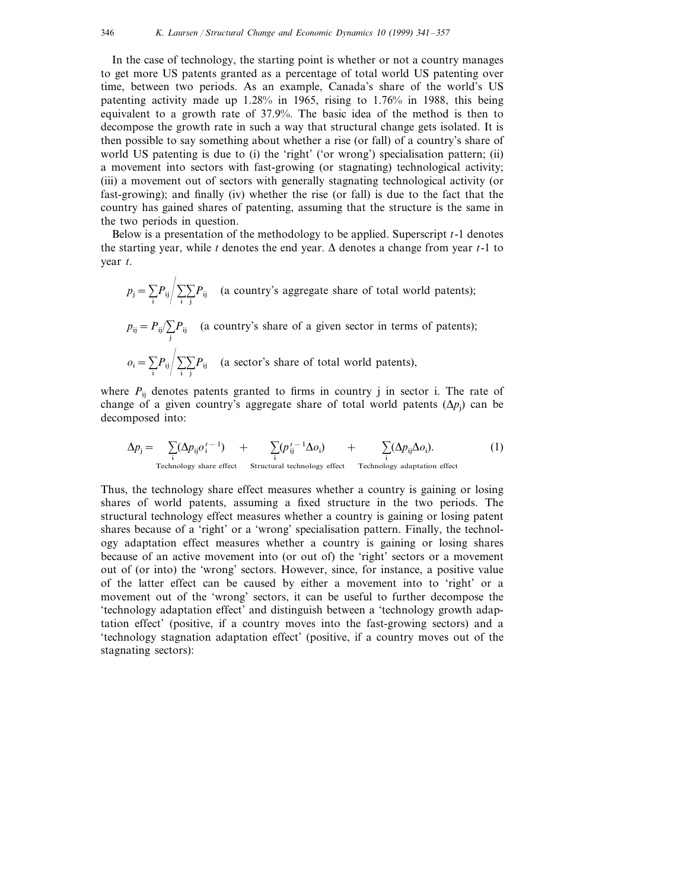In the case of technology, the starting point is whether or not a country manages to get more US patents granted as a percentage of total world US patenting over time, between two periods. As an example, Canada's share of the world's US patenting activity made up 1.28% in 1965, rising to 1.76% in 1988, this being equivalent to a growth rate of 37.9%. The basic idea of the method is then to decompose the growth rate in such a way that structural change gets isolated. It is then possible to say something about whether a rise (or fall) of a country's share of world US patenting is due to (i) the 'right' ('or wrong') specialisation pattern; (ii) a movement into sectors with fast-growing (or stagnating) technological activity; (iii) a movement out of sectors with generally stagnating technological activity (or fast-growing); and finally (iv) whether the rise (or fall) is due to the fact that the country has gained shares of patenting, assuming that the structure is the same in the two periods in question.

Below is a presentation of the methodology to be applied. Superscript $t$-1 denotes the starting year, while $t$ denotes the end year. $\Delta$ denotes a change from year $t$-1 to year $t$.

$$p_j = \sum_i P_{ij} \bigg/ \sum_i \sum_j P_{ij} \quad \text{(a country's aggregate share of total world patents);}$$

$$p_{ij} = P_{ij} / \sum_j P_{ij} \quad \text{(a country's share of a given sector in terms of patents);}$$

$$o_i = \sum_i P_{ij} \bigg/ \sum_i \sum_j P_{ij} \quad \text{(a sector's share of total world patents),}$$

where $P_{ij}$ denotes patents granted to firms in country j in sector i. The rate of change of a given country's aggregate share of total world patents ($\Delta p_j$) can be decomposed into:

$$\Delta p_j = \underbrace{\sum_i (\Delta p_{ij} o_i^{t-1})}_{\text{Technology share effect}} + \underbrace{\sum_i (p_{ij}^{t-1} \Delta o_i)}_{\text{Structural technology effect}} + \underbrace{\sum_i (\Delta p_{ij} \Delta o_i)}_{\text{Technology adaptation effect}}. \tag{1}$$

Thus, the technology share effect measures whether a country is gaining or losing shares of world patents, assuming a fixed structure in the two periods. The structural technology effect measures whether a country is gaining or losing patent shares because of a 'right' or a 'wrong' specialisation pattern. Finally, the technology adaptation effect measures whether a country is gaining or losing shares because of an active movement into (or out of) the 'right' sectors or a movement out of (or into) the 'wrong' sectors. However, since, for instance, a positive value of the latter effect can be caused by either a movement into to 'right' or a movement out of the 'wrong' sectors, it can be useful to further decompose the 'technology adaptation effect' and distinguish between a 'technology growth adaptation effect' (positive, if a country moves into the fast-growing sectors) and a 'technology stagnation adaptation effect' (positive, if a country moves out of the stagnating sectors):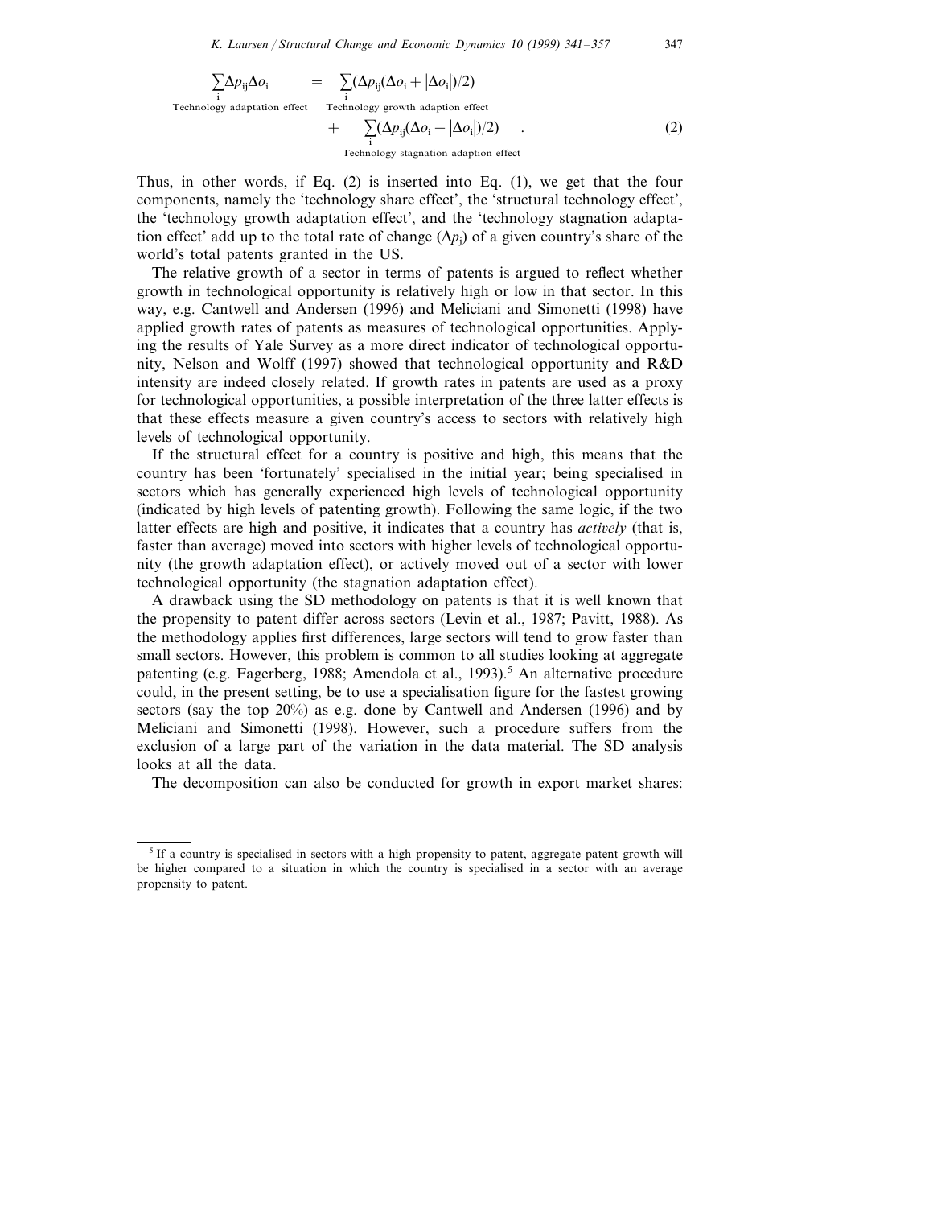$$\underbrace{\sum_i \Delta p_{ij} \Delta o_i}_{\text{Technology adaptation effect}} = \underbrace{\sum_i (\Delta p_{ij}(\Delta o_i + |\Delta o_i|)/2)}_{\text{Technology growth adaption effect}} + \underbrace{\sum_i (\Delta p_{ij}(\Delta o_i - |\Delta o_i|)/2)}_{\text{Technology stagnation adaption effect}} \quad . \tag{2}$$

Thus, in other words, if Eq. (2) is inserted into Eq. (1), we get that the four components, namely the 'technology share effect', the 'structural technology effect', the 'technology growth adaptation effect', and the 'technology stagnation adaptation effect' add up to the total rate of change ($\Delta p_j$) of a given country's share of the world's total patents granted in the US.

The relative growth of a sector in terms of patents is argued to reflect whether growth in technological opportunity is relatively high or low in that sector. In this way, e.g. Cantwell and Andersen (1996) and Meliciani and Simonetti (1998) have applied growth rates of patents as measures of technological opportunities. Applying the results of Yale Survey as a more direct indicator of technological opportunity, Nelson and Wolff (1997) showed that technological opportunity and R&D intensity are indeed closely related. If growth rates in patents are used as a proxy for technological opportunities, a possible interpretation of the three latter effects is that these effects measure a given country's access to sectors with relatively high levels of technological opportunity.

If the structural effect for a country is positive and high, this means that the country has been 'fortunately' specialised in the initial year; being specialised in sectors which has generally experienced high levels of technological opportunity (indicated by high levels of patenting growth). Following the same logic, if the two latter effects are high and positive, it indicates that a country has *actively* (that is, faster than average) moved into sectors with higher levels of technological opportunity (the growth adaptation effect), or actively moved out of a sector with lower technological opportunity (the stagnation adaptation effect).

A drawback using the SD methodology on patents is that it is well known that the propensity to patent differ across sectors (Levin et al., 1987; Pavitt, 1988). As the methodology applies first differences, large sectors will tend to grow faster than small sectors. However, this problem is common to all studies looking at aggregate patenting (e.g. Fagerberg, 1988; Amendola et al., 1993).[5] An alternative procedure could, in the present setting, be to use a specialisation figure for the fastest growing sectors (say the top 20%) as e.g. done by Cantwell and Andersen (1996) and by Meliciani and Simonetti (1998). However, such a procedure suffers from the exclusion of a large part of the variation in the data material. The SD analysis looks at all the data.

The decomposition can also be conducted for growth in export market shares:

---

[5] If a country is specialised in sectors with a high propensity to patent, aggregate patent growth will be higher compared to a situation in which the country is specialised in a sector with an average propensity to patent.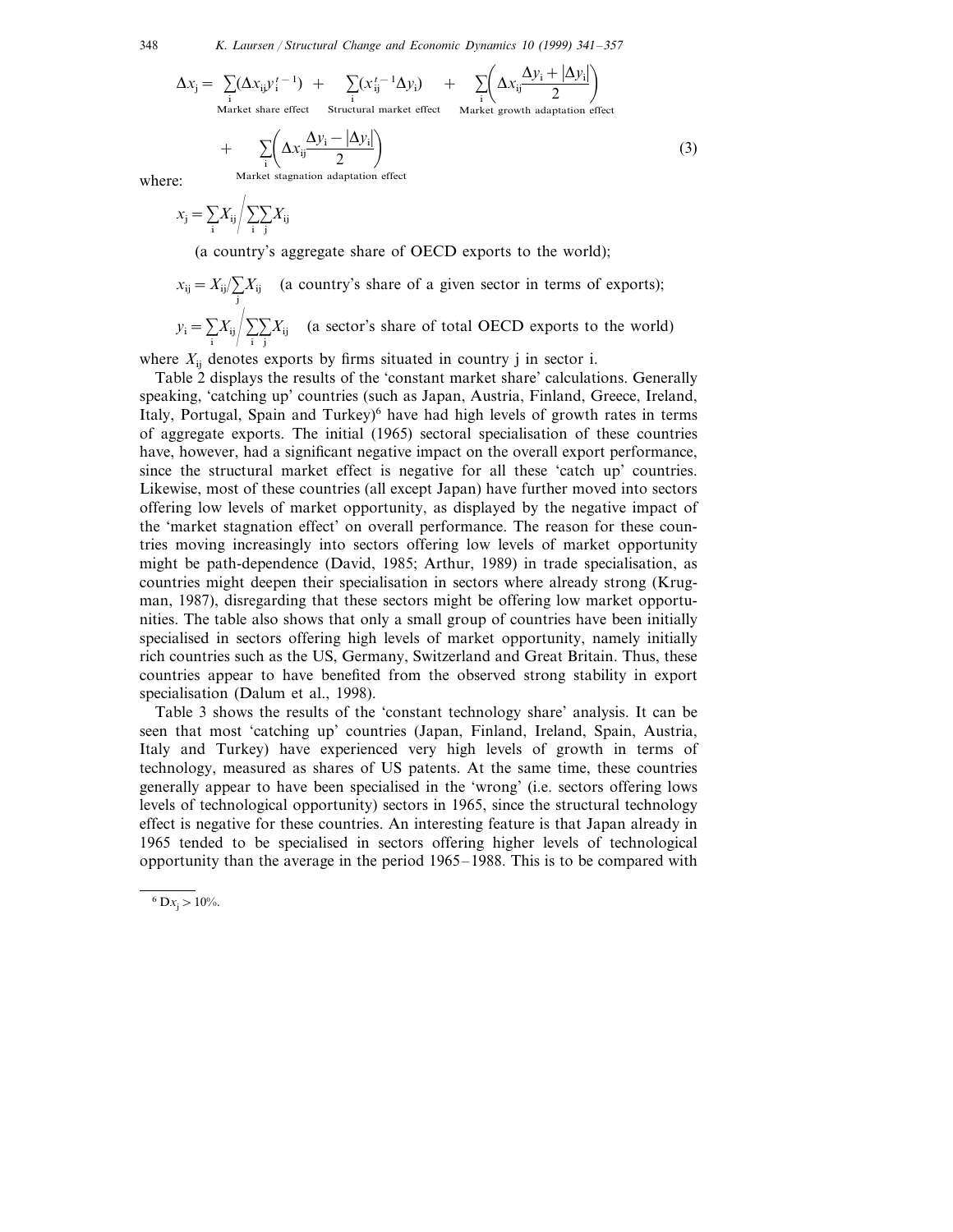$$\Delta x_j = \underbrace{\sum_i (\Delta x_{ij} y_i^{t-1})}_{\text{Market share effect}} + \underbrace{\sum_i (x_{ij}^{t-1} \Delta y_i)}_{\text{Structural market effect}} + \underbrace{\sum_i \left( \Delta x_{ij} \frac{\Delta y_i + |\Delta y_i|}{2} \right)}_{\text{Market growth adaptation effect}}$$

$$+ \underbrace{\sum_i \left( \Delta x_{ij} \frac{\Delta y_i - |\Delta y_i|}{2} \right)}_{\text{Market stagnation adaptation effect}} \tag{3}$$

where:

$x_j = \sum_i X_{ij} \Big/ \sum_i \sum_j X_{ij}$

(a country's aggregate share of OECD exports to the world);

$x_{ij} = X_{ij} / \sum_j X_{ij}$ (a country's share of a given sector in terms of exports);

$y_i = \sum_i X_{ij} \Big/ \sum_i \sum_j X_{ij}$ (a sector's share of total OECD exports to the world)

where $X_{ij}$ denotes exports by firms situated in country j in sector i.

Table 2 displays the results of the 'constant market share' calculations. Generally speaking, 'catching up' countries (such as Japan, Austria, Finland, Greece, Ireland, Italy, Portugal, Spain and Turkey)[6] have had high levels of growth rates in terms of aggregate exports. The initial (1965) sectoral specialisation of these countries have, however, had a significant negative impact on the overall export performance, since the structural market effect is negative for all these 'catch up' countries. Likewise, most of these countries (all except Japan) have further moved into sectors offering low levels of market opportunity, as displayed by the negative impact of the 'market stagnation effect' on overall performance. The reason for these countries moving increasingly into sectors offering low levels of market opportunity might be path-dependence (David, 1985; Arthur, 1989) in trade specialisation, as countries might deepen their specialisation in sectors where already strong (Krugman, 1987), disregarding that these sectors might be offering low market opportunities. The table also shows that only a small group of countries have been initially specialised in sectors offering high levels of market opportunity, namely initially rich countries such as the US, Germany, Switzerland and Great Britain. Thus, these countries appear to have benefited from the observed strong stability in export specialisation (Dalum et al., 1998).

Table 3 shows the results of the 'constant technology share' analysis. It can be seen that most 'catching up' countries (Japan, Finland, Ireland, Spain, Austria, Italy and Turkey) have experienced very high levels of growth in terms of technology, measured as shares of US patents. At the same time, these countries generally appear to have been specialised in the 'wrong' (i.e. sectors offering lows levels of technological opportunity) sectors in 1965, since the structural technology effect is negative for these countries. An interesting feature is that Japan already in 1965 tended to be specialised in sectors offering higher levels of technological opportunity than the average in the period 1965–1988. This is to be compared with

[6] $Dx_j > 10\%$.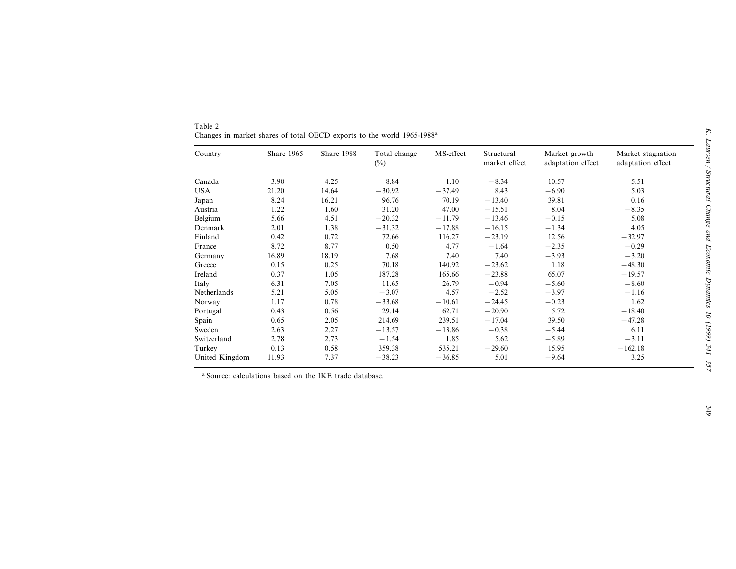Table 2
Changes in market shares of total OECD exports to the world 1965-1988[a]

| Country | Share 1965 | Share 1988 | Total change (%) | MS-effect | Structural market effect | Market growth adaptation effect | Market stagnation adaptation effect |
|---|---|---|---|---|---|---|---|
| Canada | 3.90 | 4.25 | 8.84 | 1.10 | −8.34 | 10.57 | 5.51 |
| USA | 21.20 | 14.64 | −30.92 | −37.49 | 8.43 | −6.90 | 5.03 |
| Japan | 8.24 | 16.21 | 96.76 | 70.19 | −13.40 | 39.81 | 0.16 |
| Austria | 1.22 | 1.60 | 31.20 | 47.00 | −15.51 | 8.04 | −8.35 |
| Belgium | 5.66 | 4.51 | −20.32 | −11.79 | −13.46 | −0.15 | 5.08 |
| Denmark | 2.01 | 1.38 | −31.32 | −17.88 | −16.15 | −1.34 | 4.05 |
| Finland | 0.42 | 0.72 | 72.66 | 116.27 | −23.19 | 12.56 | −32.97 |
| France | 8.72 | 8.77 | 0.50 | 4.77 | −1.64 | −2.35 | −0.29 |
| Germany | 16.89 | 18.19 | 7.68 | 7.40 | 7.40 | −3.93 | −3.20 |
| Greece | 0.15 | 0.25 | 70.18 | 140.92 | −23.62 | 1.18 | −48.30 |
| Ireland | 0.37 | 1.05 | 187.28 | 165.66 | −23.88 | 65.07 | −19.57 |
| Italy | 6.31 | 7.05 | 11.65 | 26.79 | −0.94 | −5.60 | −8.60 |
| Netherlands | 5.21 | 5.05 | −3.07 | 4.57 | −2.52 | −3.97 | −1.16 |
| Norway | 1.17 | 0.78 | −33.68 | −10.61 | −24.45 | −0.23 | 1.62 |
| Portugal | 0.43 | 0.56 | 29.14 | 62.71 | −20.90 | 5.72 | −18.40 |
| Spain | 0.65 | 2.05 | 214.69 | 239.51 | −17.04 | 39.50 | −47.28 |
| Sweden | 2.63 | 2.27 | −13.57 | −13.86 | −0.38 | −5.44 | 6.11 |
| Switzerland | 2.78 | 2.73 | −1.54 | 1.85 | 5.62 | −5.89 | −3.11 |
| Turkey | 0.13 | 0.58 | 359.38 | 535.21 | −29.60 | 15.95 | −162.18 |
| United Kingdom | 11.93 | 7.37 | −38.23 | −36.85 | 5.01 | −9.64 | 3.25 |

[a] Source: calculations based on the IKE trade database.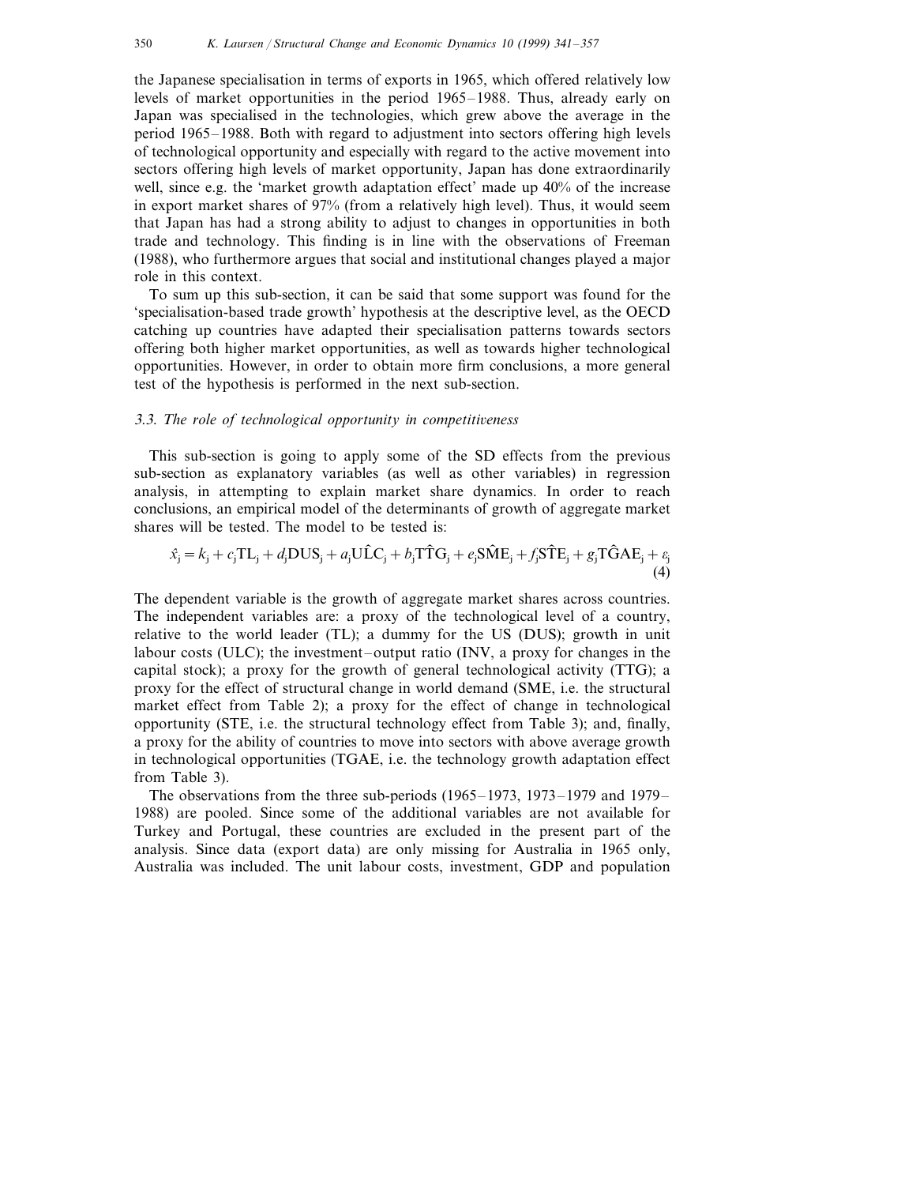the Japanese specialisation in terms of exports in 1965, which offered relatively low levels of market opportunities in the period 1965–1988. Thus, already early on Japan was specialised in the technologies, which grew above the average in the period 1965–1988. Both with regard to adjustment into sectors offering high levels of technological opportunity and especially with regard to the active movement into sectors offering high levels of market opportunity, Japan has done extraordinarily well, since e.g. the 'market growth adaptation effect' made up 40% of the increase in export market shares of 97% (from a relatively high level). Thus, it would seem that Japan has had a strong ability to adjust to changes in opportunities in both trade and technology. This finding is in line with the observations of Freeman (1988), who furthermore argues that social and institutional changes played a major role in this context.

To sum up this sub-section, it can be said that some support was found for the 'specialisation-based trade growth' hypothesis at the descriptive level, as the OECD catching up countries have adapted their specialisation patterns towards sectors offering both higher market opportunities, as well as towards higher technological opportunities. However, in order to obtain more firm conclusions, a more general test of the hypothesis is performed in the next sub-section.

### *3.3. The role of technological opportunity in competitiveness*

This sub-section is going to apply some of the SD effects from the previous sub-section as explanatory variables (as well as other variables) in regression analysis, in attempting to explain market share dynamics. In order to reach conclusions, an empirical model of the determinants of growth of aggregate market shares will be tested. The model to be tested is:

$$\hat{x}_j = k_j + c_j\mathrm{TL}_j + d_j\mathrm{DUS}_j + a_j\mathrm{U\hat{L}C}_j + b_j\mathrm{T\hat{T}G}_j + e_j\mathrm{S\hat{M}E}_j + f_j\mathrm{S\hat{T}E}_j + g_j\mathrm{T\hat{G}AE}_j + \varepsilon_j \tag{4}$$

The dependent variable is the growth of aggregate market shares across countries. The independent variables are: a proxy of the technological level of a country, relative to the world leader (TL); a dummy for the US (DUS); growth in unit labour costs (ULC); the investment–output ratio (INV, a proxy for changes in the capital stock); a proxy for the growth of general technological activity (TTG); a proxy for the effect of structural change in world demand (SME, i.e. the structural market effect from Table 2); a proxy for the effect of change in technological opportunity (STE, i.e. the structural technology effect from Table 3); and, finally, a proxy for the ability of countries to move into sectors with above average growth in technological opportunities (TGAE, i.e. the technology growth adaptation effect from Table 3).

The observations from the three sub-periods (1965–1973, 1973–1979 and 1979–1988) are pooled. Since some of the additional variables are not available for Turkey and Portugal, these countries are excluded in the present part of the analysis. Since data (export data) are only missing for Australia in 1965 only, Australia was included. The unit labour costs, investment, GDP and population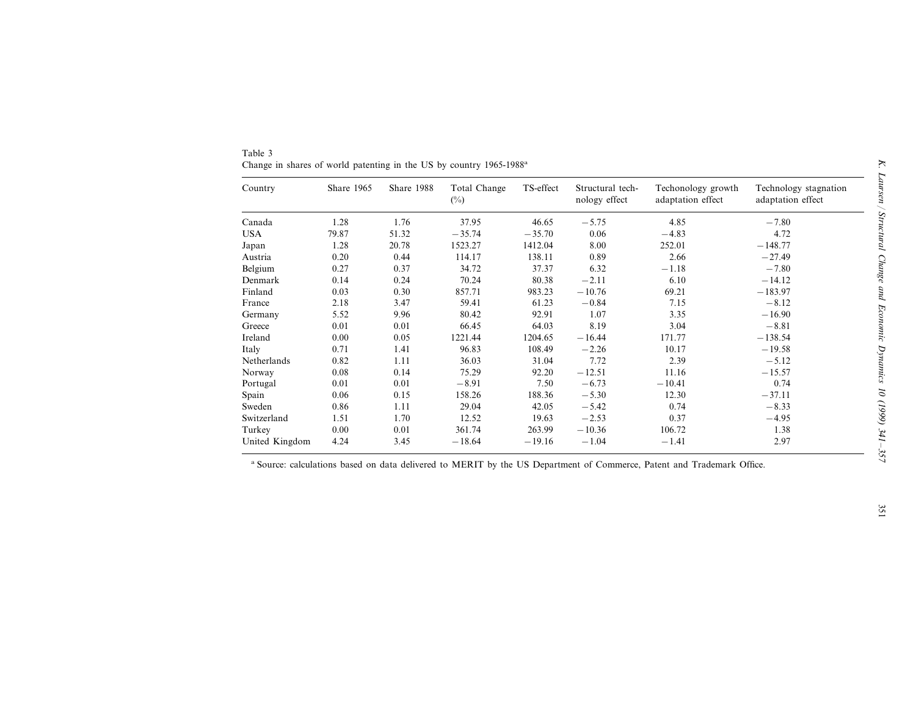Table 3
Change in shares of world patenting in the US by country 1965-1988[a]

| Country | Share 1965 | Share 1988 | Total Change (%) | TS-effect | Structural technology effect | Techonology growth adaptation effect | Technology stagnation adaptation effect |
|---|---|---|---|---|---|---|---|
| Canada | 1.28 | 1.76 | 37.95 | 46.65 | −5.75 | 4.85 | −7.80 |
| USA | 79.87 | 51.32 | −35.74 | −35.70 | 0.06 | −4.83 | 4.72 |
| Japan | 1.28 | 20.78 | 1523.27 | 1412.04 | 8.00 | 252.01 | −148.77 |
| Austria | 0.20 | 0.44 | 114.17 | 138.11 | 0.89 | 2.66 | −27.49 |
| Belgium | 0.27 | 0.37 | 34.72 | 37.37 | 6.32 | −1.18 | −7.80 |
| Denmark | 0.14 | 0.24 | 70.24 | 80.38 | −2.11 | 6.10 | −14.12 |
| Finland | 0.03 | 0.30 | 857.71 | 983.23 | −10.76 | 69.21 | −183.97 |
| France | 2.18 | 3.47 | 59.41 | 61.23 | −0.84 | 7.15 | −8.12 |
| Germany | 5.52 | 9.96 | 80.42 | 92.91 | 1.07 | 3.35 | −16.90 |
| Greece | 0.01 | 0.01 | 66.45 | 64.03 | 8.19 | 3.04 | −8.81 |
| Ireland | 0.00 | 0.05 | 1221.44 | 1204.65 | −16.44 | 171.77 | −138.54 |
| Italy | 0.71 | 1.41 | 96.83 | 108.49 | −2.26 | 10.17 | −19.58 |
| Netherlands | 0.82 | 1.11 | 36.03 | 31.04 | 7.72 | 2.39 | −5.12 |
| Norway | 0.08 | 0.14 | 75.29 | 92.20 | −12.51 | 11.16 | −15.57 |
| Portugal | 0.01 | 0.01 | −8.91 | 7.50 | −6.73 | −10.41 | 0.74 |
| Spain | 0.06 | 0.15 | 158.26 | 188.36 | −5.30 | 12.30 | −37.11 |
| Sweden | 0.86 | 1.11 | 29.04 | 42.05 | −5.42 | 0.74 | −8.33 |
| Switzerland | 1.51 | 1.70 | 12.52 | 19.63 | −2.53 | 0.37 | −4.95 |
| Turkey | 0.00 | 0.01 | 361.74 | 263.99 | −10.36 | 106.72 | 1.38 |
| United Kingdom | 4.24 | 3.45 | −18.64 | −19.16 | −1.04 | −1.41 | 2.97 |

[a] Source: calculations based on data delivered to MERIT by the US Department of Commerce, Patent and Trademark Office.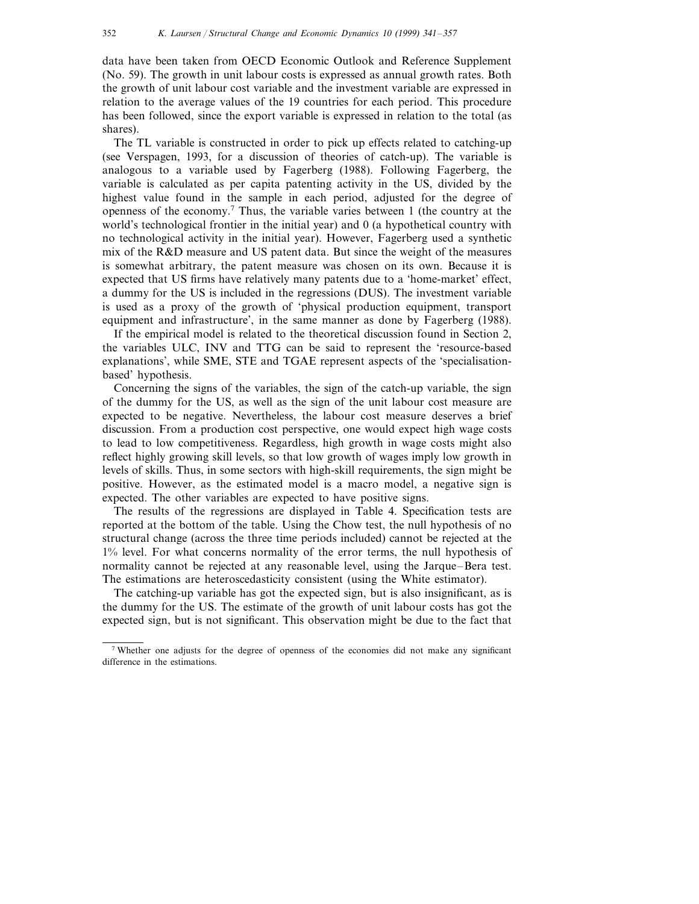data have been taken from OECD Economic Outlook and Reference Supplement (No. 59). The growth in unit labour costs is expressed as annual growth rates. Both the growth of unit labour cost variable and the investment variable are expressed in relation to the average values of the 19 countries for each period. This procedure has been followed, since the export variable is expressed in relation to the total (as shares).

The TL variable is constructed in order to pick up effects related to catching-up (see Verspagen, 1993, for a discussion of theories of catch-up). The variable is analogous to a variable used by Fagerberg (1988). Following Fagerberg, the variable is calculated as per capita patenting activity in the US, divided by the highest value found in the sample in each period, adjusted for the degree of openness of the economy.[7] Thus, the variable varies between 1 (the country at the world's technological frontier in the initial year) and 0 (a hypothetical country with no technological activity in the initial year). However, Fagerberg used a synthetic mix of the R&D measure and US patent data. But since the weight of the measures is somewhat arbitrary, the patent measure was chosen on its own. Because it is expected that US firms have relatively many patents due to a 'home-market' effect, a dummy for the US is included in the regressions (DUS). The investment variable is used as a proxy of the growth of 'physical production equipment, transport equipment and infrastructure', in the same manner as done by Fagerberg (1988).

If the empirical model is related to the theoretical discussion found in Section 2, the variables ULC, INV and TTG can be said to represent the 'resource-based explanations', while SME, STE and TGAE represent aspects of the 'specialisation-based' hypothesis.

Concerning the signs of the variables, the sign of the catch-up variable, the sign of the dummy for the US, as well as the sign of the unit labour cost measure are expected to be negative. Nevertheless, the labour cost measure deserves a brief discussion. From a production cost perspective, one would expect high wage costs to lead to low competitiveness. Regardless, high growth in wage costs might also reflect highly growing skill levels, so that low growth of wages imply low growth in levels of skills. Thus, in some sectors with high-skill requirements, the sign might be positive. However, as the estimated model is a macro model, a negative sign is expected. The other variables are expected to have positive signs.

The results of the regressions are displayed in Table 4. Specification tests are reported at the bottom of the table. Using the Chow test, the null hypothesis of no structural change (across the three time periods included) cannot be rejected at the 1% level. For what concerns normality of the error terms, the null hypothesis of normality cannot be rejected at any reasonable level, using the Jarque–Bera test. The estimations are heteroscedasticity consistent (using the White estimator).

The catching-up variable has got the expected sign, but is also insignificant, as is the dummy for the US. The estimate of the growth of unit labour costs has got the expected sign, but is not significant. This observation might be due to the fact that

[7] Whether one adjusts for the degree of openness of the economies did not make any significant difference in the estimations.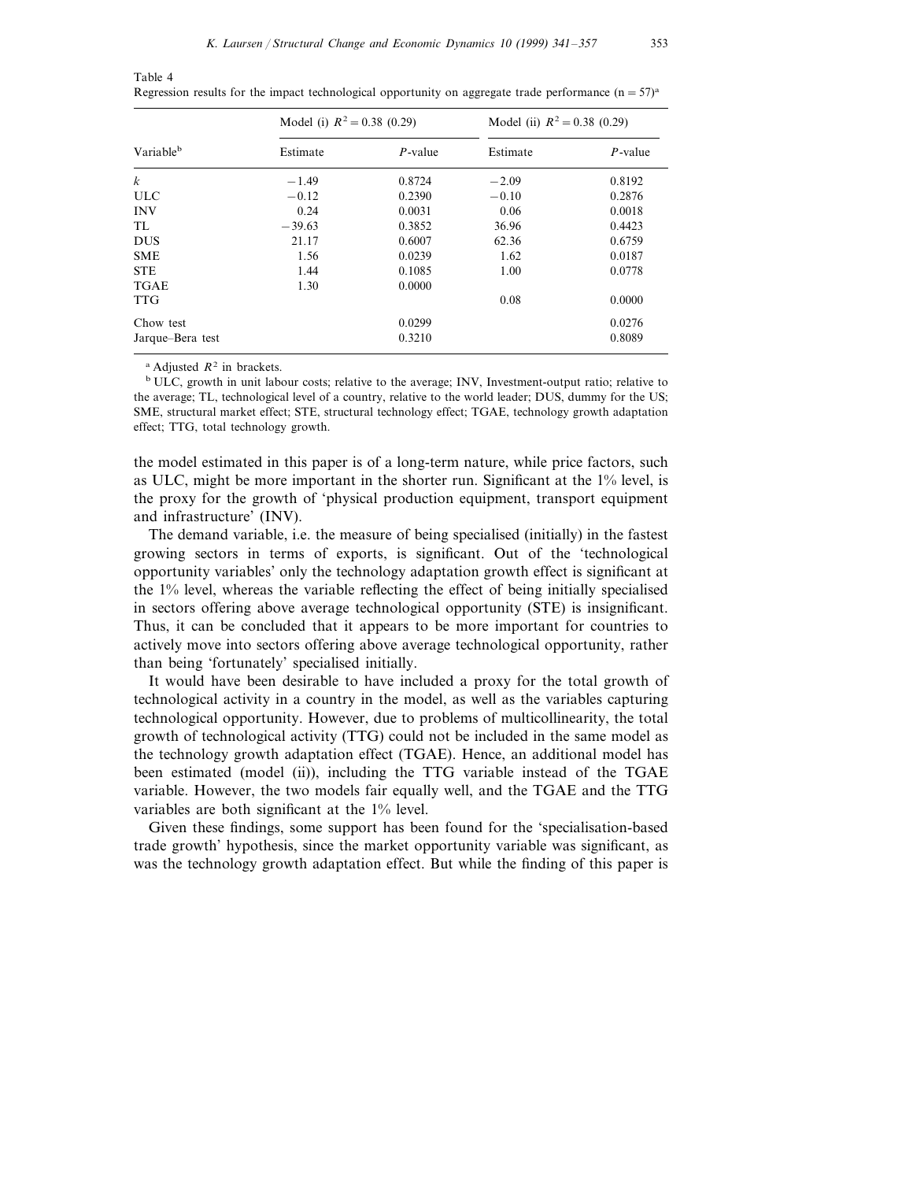Table 4
Regression results for the impact technological opportunity on aggregate trade performance (n = 57)[a]

| Variable[b] | Model (i) $R^2 = 0.38$ (0.29) | | Model (ii) $R^2 = 0.38$ (0.29) | |
|---|---|---|---|---|
| | Estimate | $P$-value | Estimate | $P$-value |
| $k$ | −1.49 | 0.8724 | −2.09 | 0.8192 |
| ULC | −0.12 | 0.2390 | −0.10 | 0.2876 |
| INV | 0.24 | 0.0031 | 0.06 | 0.0018 |
| TL | −39.63 | 0.3852 | 36.96 | 0.4423 |
| DUS | 21.17 | 0.6007 | 62.36 | 0.6759 |
| SME | 1.56 | 0.0239 | 1.62 | 0.0187 |
| STE | 1.44 | 0.1085 | 1.00 | 0.0778 |
| TGAE | 1.30 | 0.0000 | | |
| TTG | | | 0.08 | 0.0000 |
| Chow test | | 0.0299 | | 0.0276 |
| Jarque–Bera test | | 0.3210 | | 0.8089 |

[a] Adjusted $R^2$ in brackets.

[b] ULC, growth in unit labour costs; relative to the average; INV, Investment-output ratio; relative to the average; TL, technological level of a country, relative to the world leader; DUS, dummy for the US; SME, structural market effect; STE, structural technology effect; TGAE, technology growth adaptation effect; TTG, total technology growth.

the model estimated in this paper is of a long-term nature, while price factors, such as ULC, might be more important in the shorter run. Significant at the 1% level, is the proxy for the growth of 'physical production equipment, transport equipment and infrastructure' (INV).

The demand variable, i.e. the measure of being specialised (initially) in the fastest growing sectors in terms of exports, is significant. Out of the 'technological opportunity variables' only the technology adaptation growth effect is significant at the 1% level, whereas the variable reflecting the effect of being initially specialised in sectors offering above average technological opportunity (STE) is insignificant. Thus, it can be concluded that it appears to be more important for countries to actively move into sectors offering above average technological opportunity, rather than being 'fortunately' specialised initially.

It would have been desirable to have included a proxy for the total growth of technological activity in a country in the model, as well as the variables capturing technological opportunity. However, due to problems of multicollinearity, the total growth of technological activity (TTG) could not be included in the same model as the technology growth adaptation effect (TGAE). Hence, an additional model has been estimated (model (ii)), including the TTG variable instead of the TGAE variable. However, the two models fair equally well, and the TGAE and the TTG variables are both significant at the 1% level.

Given these findings, some support has been found for the 'specialisation-based trade growth' hypothesis, since the market opportunity variable was significant, as was the technology growth adaptation effect. But while the finding of this paper is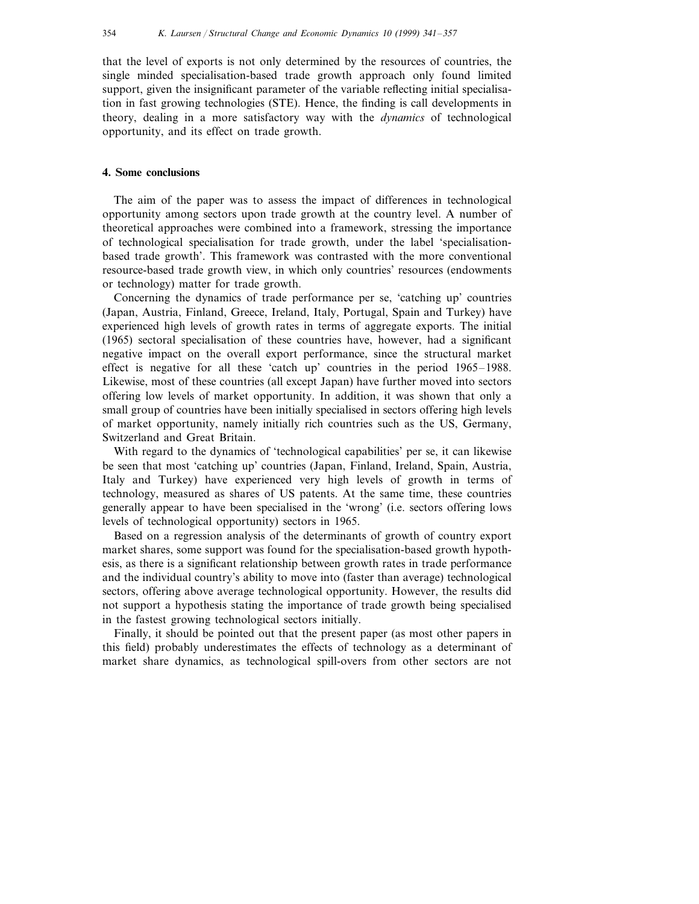that the level of exports is not only determined by the resources of countries, the single minded specialisation-based trade growth approach only found limited support, given the insignificant parameter of the variable reflecting initial specialisation in fast growing technologies (STE). Hence, the finding is call developments in theory, dealing in a more satisfactory way with the *dynamics* of technological opportunity, and its effect on trade growth.

## 4. Some conclusions

The aim of the paper was to assess the impact of differences in technological opportunity among sectors upon trade growth at the country level. A number of theoretical approaches were combined into a framework, stressing the importance of technological specialisation for trade growth, under the label 'specialisation-based trade growth'. This framework was contrasted with the more conventional resource-based trade growth view, in which only countries' resources (endowments or technology) matter for trade growth.

Concerning the dynamics of trade performance per se, 'catching up' countries (Japan, Austria, Finland, Greece, Ireland, Italy, Portugal, Spain and Turkey) have experienced high levels of growth rates in terms of aggregate exports. The initial (1965) sectoral specialisation of these countries have, however, had a significant negative impact on the overall export performance, since the structural market effect is negative for all these 'catch up' countries in the period 1965–1988. Likewise, most of these countries (all except Japan) have further moved into sectors offering low levels of market opportunity. In addition, it was shown that only a small group of countries have been initially specialised in sectors offering high levels of market opportunity, namely initially rich countries such as the US, Germany, Switzerland and Great Britain.

With regard to the dynamics of 'technological capabilities' per se, it can likewise be seen that most 'catching up' countries (Japan, Finland, Ireland, Spain, Austria, Italy and Turkey) have experienced very high levels of growth in terms of technology, measured as shares of US patents. At the same time, these countries generally appear to have been specialised in the 'wrong' (i.e. sectors offering lows levels of technological opportunity) sectors in 1965.

Based on a regression analysis of the determinants of growth of country export market shares, some support was found for the specialisation-based growth hypothesis, as there is a significant relationship between growth rates in trade performance and the individual country's ability to move into (faster than average) technological sectors, offering above average technological opportunity. However, the results did not support a hypothesis stating the importance of trade growth being specialised in the fastest growing technological sectors initially.

Finally, it should be pointed out that the present paper (as most other papers in this field) probably underestimates the effects of technology as a determinant of market share dynamics, as technological spill-overs from other sectors are not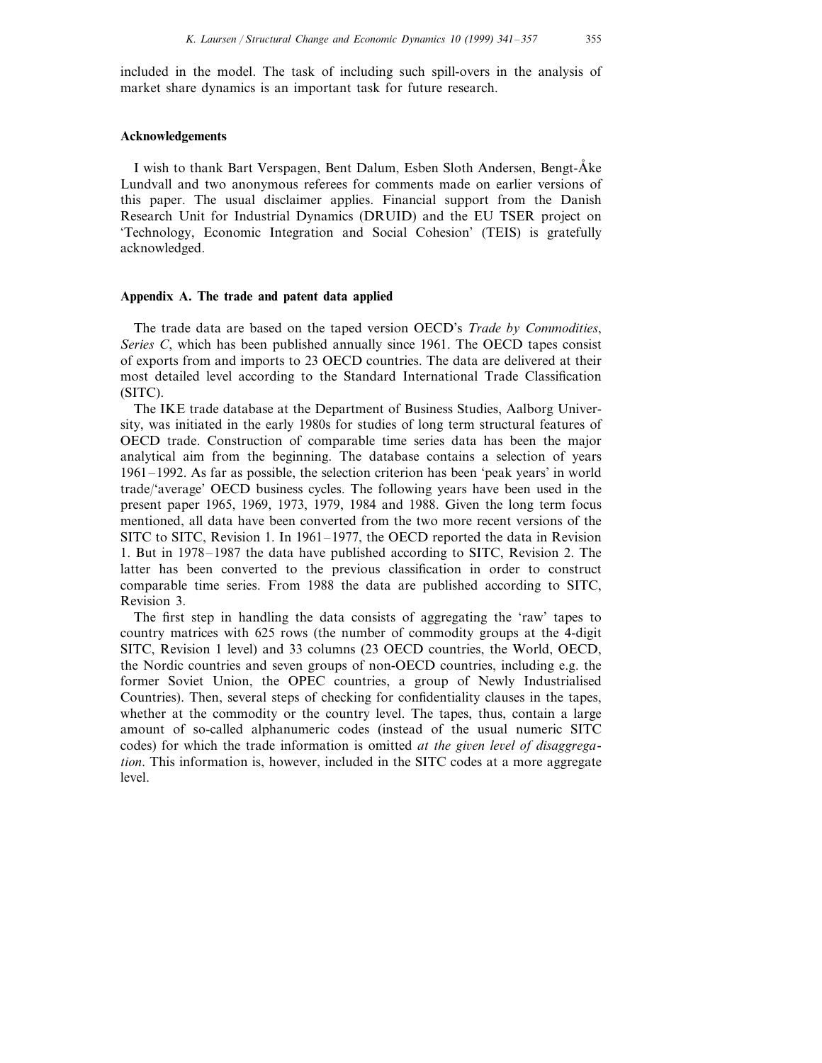included in the model. The task of including such spill-overs in the analysis of market share dynamics is an important task for future research.

## Acknowledgements

I wish to thank Bart Verspagen, Bent Dalum, Esben Sloth Andersen, Bengt-Åke Lundvall and two anonymous referees for comments made on earlier versions of this paper. The usual disclaimer applies. Financial support from the Danish Research Unit for Industrial Dynamics (DRUID) and the EU TSER project on 'Technology, Economic Integration and Social Cohesion' (TEIS) is gratefully acknowledged.

## Appendix A. The trade and patent data applied

The trade data are based on the taped version OECD's *Trade by Commodities, Series C*, which has been published annually since 1961. The OECD tapes consist of exports from and imports to 23 OECD countries. The data are delivered at their most detailed level according to the Standard International Trade Classification (SITC).

The IKE trade database at the Department of Business Studies, Aalborg University, was initiated in the early 1980s for studies of long term structural features of OECD trade. Construction of comparable time series data has been the major analytical aim from the beginning. The database contains a selection of years 1961–1992. As far as possible, the selection criterion has been 'peak years' in world trade/'average' OECD business cycles. The following years have been used in the present paper 1965, 1969, 1973, 1979, 1984 and 1988. Given the long term focus mentioned, all data have been converted from the two more recent versions of the SITC to SITC, Revision 1. In 1961–1977, the OECD reported the data in Revision 1. But in 1978–1987 the data have published according to SITC, Revision 2. The latter has been converted to the previous classification in order to construct comparable time series. From 1988 the data are published according to SITC, Revision 3.

The first step in handling the data consists of aggregating the 'raw' tapes to country matrices with 625 rows (the number of commodity groups at the 4-digit SITC, Revision 1 level) and 33 columns (23 OECD countries, the World, OECD, the Nordic countries and seven groups of non-OECD countries, including e.g. the former Soviet Union, the OPEC countries, a group of Newly Industrialised Countries). Then, several steps of checking for confidentiality clauses in the tapes, whether at the commodity or the country level. The tapes, thus, contain a large amount of so-called alphanumeric codes (instead of the usual numeric SITC codes) for which the trade information is omitted *at the given level of disaggregation*. This information is, however, included in the SITC codes at a more aggregate level.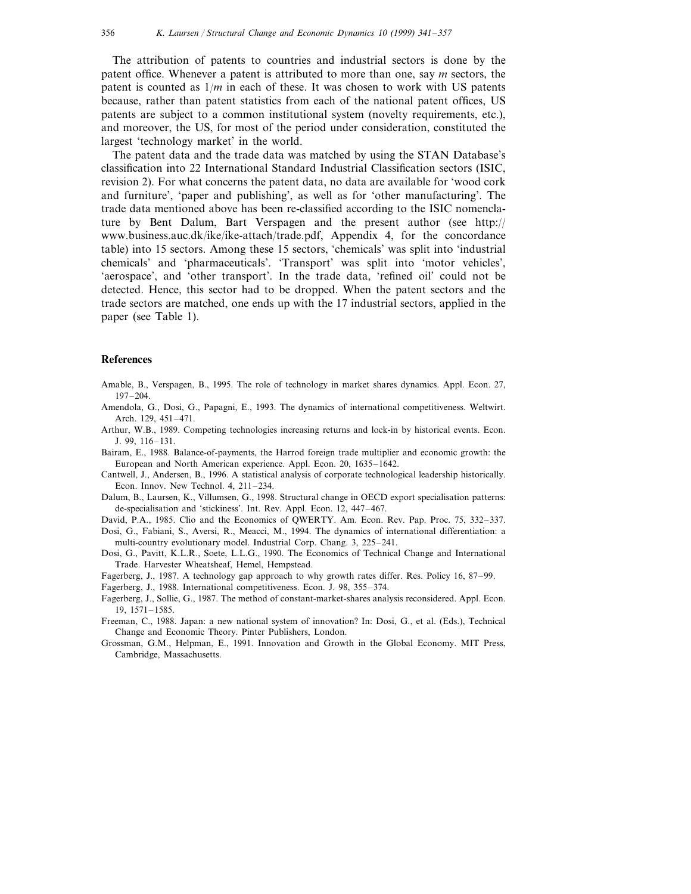The attribution of patents to countries and industrial sectors is done by the patent office. Whenever a patent is attributed to more than one, say $m$ sectors, the patent is counted as $1/m$ in each of these. It was chosen to work with US patents because, rather than patent statistics from each of the national patent offices, US patents are subject to a common institutional system (novelty requirements, etc.), and moreover, the US, for most of the period under consideration, constituted the largest 'technology market' in the world.

The patent data and the trade data was matched by using the STAN Database's classification into 22 International Standard Industrial Classification sectors (ISIC, revision 2). For what concerns the patent data, no data are available for 'wood cork and furniture', 'paper and publishing', as well as for 'other manufacturing'. The trade data mentioned above has been re-classified according to the ISIC nomenclature by Bent Dalum, Bart Verspagen and the present author (see http://www.business.auc.dk/ike/ike-attach/trade.pdf, Appendix 4, for the concordance table) into 15 sectors. Among these 15 sectors, 'chemicals' was split into 'industrial chemicals' and 'pharmaceuticals'. 'Transport' was split into 'motor vehicles', 'aerospace', and 'other transport'. In the trade data, 'refined oil' could not be detected. Hence, this sector had to be dropped. When the patent sectors and the trade sectors are matched, one ends up with the 17 industrial sectors, applied in the paper (see Table 1).

## References

Amable, B., Verspagen, B., 1995. The role of technology in market shares dynamics. Appl. Econ. 27, 197–204.

Amendola, G., Dosi, G., Papagni, E., 1993. The dynamics of international competitiveness. Weltwirt. Arch. 129, 451–471.

Arthur, W.B., 1989. Competing technologies increasing returns and lock-in by historical events. Econ. J. 99, 116–131.

Bairam, E., 1988. Balance-of-payments, the Harrod foreign trade multiplier and economic growth: the European and North American experience. Appl. Econ. 20, 1635–1642.

Cantwell, J., Andersen, B., 1996. A statistical analysis of corporate technological leadership historically. Econ. Innov. New Technol. 4, 211–234.

Dalum, B., Laursen, K., Villumsen, G., 1998. Structural change in OECD export specialisation patterns: de-specialisation and 'stickiness'. Int. Rev. Appl. Econ. 12, 447–467.

David, P.A., 1985. Clio and the Economics of QWERTY. Am. Econ. Rev. Pap. Proc. 75, 332–337.

Dosi, G., Fabiani, S., Aversi, R., Meacci, M., 1994. The dynamics of international differentiation: a multi-country evolutionary model. Industrial Corp. Chang. 3, 225–241.

Dosi, G., Pavitt, K.L.R., Soete, L.L.G., 1990. The Economics of Technical Change and International Trade. Harvester Wheatsheaf, Hemel, Hempstead.

Fagerberg, J., 1987. A technology gap approach to why growth rates differ. Res. Policy 16, 87–99.

Fagerberg, J., 1988. International competitiveness. Econ. J. 98, 355–374.

Fagerberg, J., Sollie, G., 1987. The method of constant-market-shares analysis reconsidered. Appl. Econ. 19, 1571–1585.

Freeman, C., 1988. Japan: a new national system of innovation? In: Dosi, G., et al. (Eds.), Technical Change and Economic Theory. Pinter Publishers, London.

Grossman, G.M., Helpman, E., 1991. Innovation and Growth in the Global Economy. MIT Press, Cambridge, Massachusetts.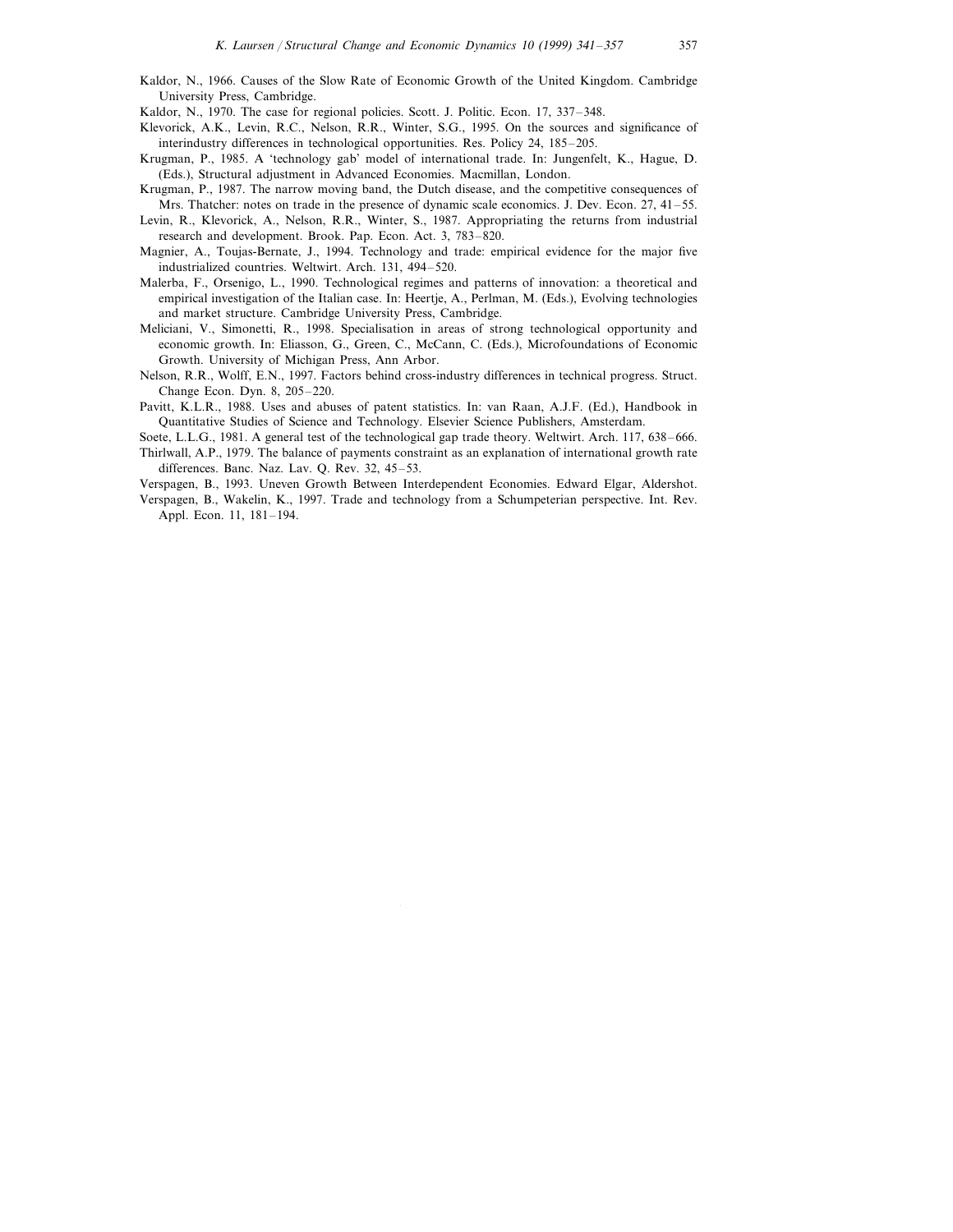Kaldor, N., 1966. Causes of the Slow Rate of Economic Growth of the United Kingdom. Cambridge University Press, Cambridge.

Kaldor, N., 1970. The case for regional policies. Scott. J. Politic. Econ. 17, 337–348.

Klevorick, A.K., Levin, R.C., Nelson, R.R., Winter, S.G., 1995. On the sources and significance of interindustry differences in technological opportunities. Res. Policy 24, 185–205.

Krugman, P., 1985. A 'technology gab' model of international trade. In: Jungenfelt, K., Hague, D. (Eds.), Structural adjustment in Advanced Economies. Macmillan, London.

Krugman, P., 1987. The narrow moving band, the Dutch disease, and the competitive consequences of Mrs. Thatcher: notes on trade in the presence of dynamic scale economics. J. Dev. Econ. 27, 41–55.

Levin, R., Klevorick, A., Nelson, R.R., Winter, S., 1987. Appropriating the returns from industrial research and development. Brook. Pap. Econ. Act. 3, 783–820.

Magnier, A., Toujas-Bernate, J., 1994. Technology and trade: empirical evidence for the major five industrialized countries. Weltwirt. Arch. 131, 494–520.

Malerba, F., Orsenigo, L., 1990. Technological regimes and patterns of innovation: a theoretical and empirical investigation of the Italian case. In: Heertje, A., Perlman, M. (Eds.), Evolving technologies and market structure. Cambridge University Press, Cambridge.

Meliciani, V., Simonetti, R., 1998. Specialisation in areas of strong technological opportunity and economic growth. In: Eliasson, G., Green, C., McCann, C. (Eds.), Microfoundations of Economic Growth. University of Michigan Press, Ann Arbor.

Nelson, R.R., Wolff, E.N., 1997. Factors behind cross-industry differences in technical progress. Struct. Change Econ. Dyn. 8, 205–220.

Pavitt, K.L.R., 1988. Uses and abuses of patent statistics. In: van Raan, A.J.F. (Ed.), Handbook in Quantitative Studies of Science and Technology. Elsevier Science Publishers, Amsterdam.

Soete, L.L.G., 1981. A general test of the technological gap trade theory. Weltwirt. Arch. 117, 638–666.

Thirlwall, A.P., 1979. The balance of payments constraint as an explanation of international growth rate differences. Banc. Naz. Lav. Q. Rev. 32, 45–53.

Verspagen, B., 1993. Uneven Growth Between Interdependent Economies. Edward Elgar, Aldershot.

Verspagen, B., Wakelin, K., 1997. Trade and technology from a Schumpeterian perspective. Int. Rev. Appl. Econ. 11, 181–194.